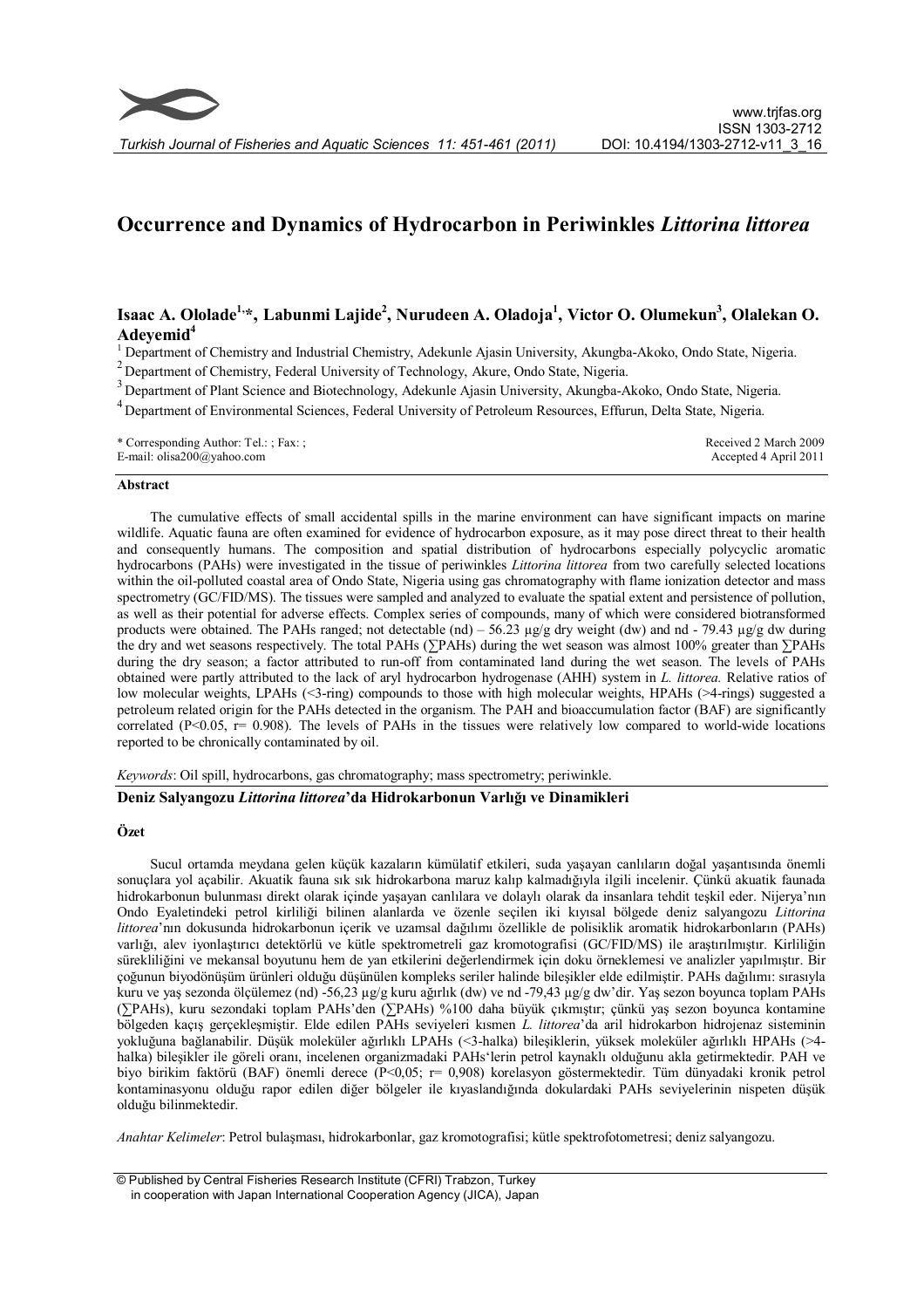# Occurrence and Dynamics of Hydrocarbon in Periwinkles *Littorina littorea*

**Isaac A. Ololade[1,*], Labunmi Lajide[2], Nurudeen A. Oladoja[1], Victor O. Olumekun[3], Olalekan O. Adeyemid[4]**

[1] Department of Chemistry and Industrial Chemistry, Adekunle Ajasin University, Akungba-Akoko, Ondo State, Nigeria.
[2] Department of Chemistry, Federal University of Technology, Akure, Ondo State, Nigeria.
[3] Department of Plant Science and Biotechnology, Adekunle Ajasin University, Akungba-Akoko, Ondo State, Nigeria.
[4] Department of Environmental Sciences, Federal University of Petroleum Resources, Effurun, Delta State, Nigeria.

\* Corresponding Author: Tel.: ; Fax: ;
E-mail: olisa200@yahoo.com

Received 2 March 2009
Accepted 4 April 2011

## Abstract

The cumulative effects of small accidental spills in the marine environment can have significant impacts on marine wildlife. Aquatic fauna are often examined for evidence of hydrocarbon exposure, as it may pose direct threat to their health and consequently humans. The composition and spatial distribution of hydrocarbons especially polycyclic aromatic hydrocarbons (PAHs) were investigated in the tissue of periwinkles *Littorina littorea* from two carefully selected locations within the oil-polluted coastal area of Ondo State, Nigeria using gas chromatography with flame ionization detector and mass spectrometry (GC/FID/MS). The tissues were sampled and analyzed to evaluate the spatial extent and persistence of pollution, as well as their potential for adverse effects. Complex series of compounds, many of which were considered biotransformed products were obtained. The PAHs ranged; not detectable (nd) – 56.23 µg/g dry weight (dw) and nd - 79.43 µg/g dw during the dry and wet seasons respectively. The total PAHs (∑PAHs) during the wet season was almost 100% greater than ∑PAHs during the dry season; a factor attributed to run-off from contaminated land during the wet season. The levels of PAHs obtained were partly attributed to the lack of aryl hydrocarbon hydrogenase (AHH) system in *L. littorea.* Relative ratios of low molecular weights, LPAHs (<3-ring) compounds to those with high molecular weights, HPAHs (>4-rings) suggested a petroleum related origin for the PAHs detected in the organism. The PAH and bioaccumulation factor (BAF) are significantly correlated ($P<0.05$, $r= 0.908$). The levels of PAHs in the tissues were relatively low compared to world-wide locations reported to be chronically contaminated by oil.

*Keywords*: Oil spill, hydrocarbons, gas chromatography; mass spectrometry; periwinkle.

## Deniz Salyangozu *Littorina littorea*'da Hidrokarbonun Varlığı ve Dinamikleri

### Özet

Sucul ortamda meydana gelen küçük kazaların kümülatif etkileri, suda yaşayan canlıların doğal yaşantısında önemli sonuçlara yol açabilir. Akuatik fauna sık sık hidrokarbona maruz kalıp kalmadığıyla ilgili incelenir. Çünkü akuatik faunada hidrokarbonun bulunması direkt olarak içinde yaşayan canlılara ve dolaylı olarak da insanlara tehdit teşkil eder. Nijerya'nın Ondo Eyaletindeki petrol kirliliği bilinen alanlarda ve özenle seçilen iki kıyısal bölgede deniz salyangozu *Littorina littorea*'nın dokusunda hidrokarbonun içerik ve uzamsal dağılımı özellikle de polisiklik aromatik hidrokarbonların (PAHs) varlığı, alev iyonlaştırıcı detektörlü ve kütle spektrometreli gaz kromotografisi (GC/FID/MS) ile araştırılmıştır. Kirliliğin sürekliliğini ve mekansal boyutunu hem de yan etkilerini değerlendirmek için doku örneklemesi ve analizler yapılmıştır. Bir çoğunun biyodönüşüm ürünleri olduğu düşünülen kompleks seriler halinde bileşikler elde edilmiştir. PAHs dağılımı: sırasıyla kuru ve yaş sezonda ölçülemez (nd) -56,23 µg/g kuru ağırlık (dw) ve nd -79,43 µg/g dw'dir. Yaş sezon boyunca toplam PAHs (∑PAHs), kuru sezondaki toplam PAHs'den (∑PAHs) %100 daha büyük çıkmıştır; çünkü yaş sezon boyunca kontamine bölgeden kaçış gerçekleşmiştir. Elde edilen PAHs seviyeleri kısmen *L. littorea*'da aril hidrokarbon hidrojenaz sisteminin yokluğuna bağlanabilir. Düşük moleküler ağırlıklı LPAHs (<3-halka) bileşiklerin, yüksek moleküler ağırlıklı HPAHs (>4-halka) bileşikler ile göreli oranı, incelenen organizmadaki PAHs'lerin petrol kaynaklı olduğunu akla getirmektedir. PAH ve biyo birikim faktörü (BAF) önemli derece ($P<0,05$; $r= 0,908$) korelasyon göstermektedir. Tüm dünyadaki kronik petrol kontaminasyonu olduğu rapor edilen diğer bölgeler ile kıyaslandığında dokulardaki PAHs seviyelerinin nispeten düşük olduğu bilinmektedir.

*Anahtar Kelimeler*: Petrol bulaşması, hidrokarbonlar, gaz kromotografisi; kütle spektrofotometresi; deniz salyangozu.

© Published by Central Fisheries Research Institute (CFRI) Trabzon, Turkey in cooperation with Japan International Cooperation Agency (JICA), Japan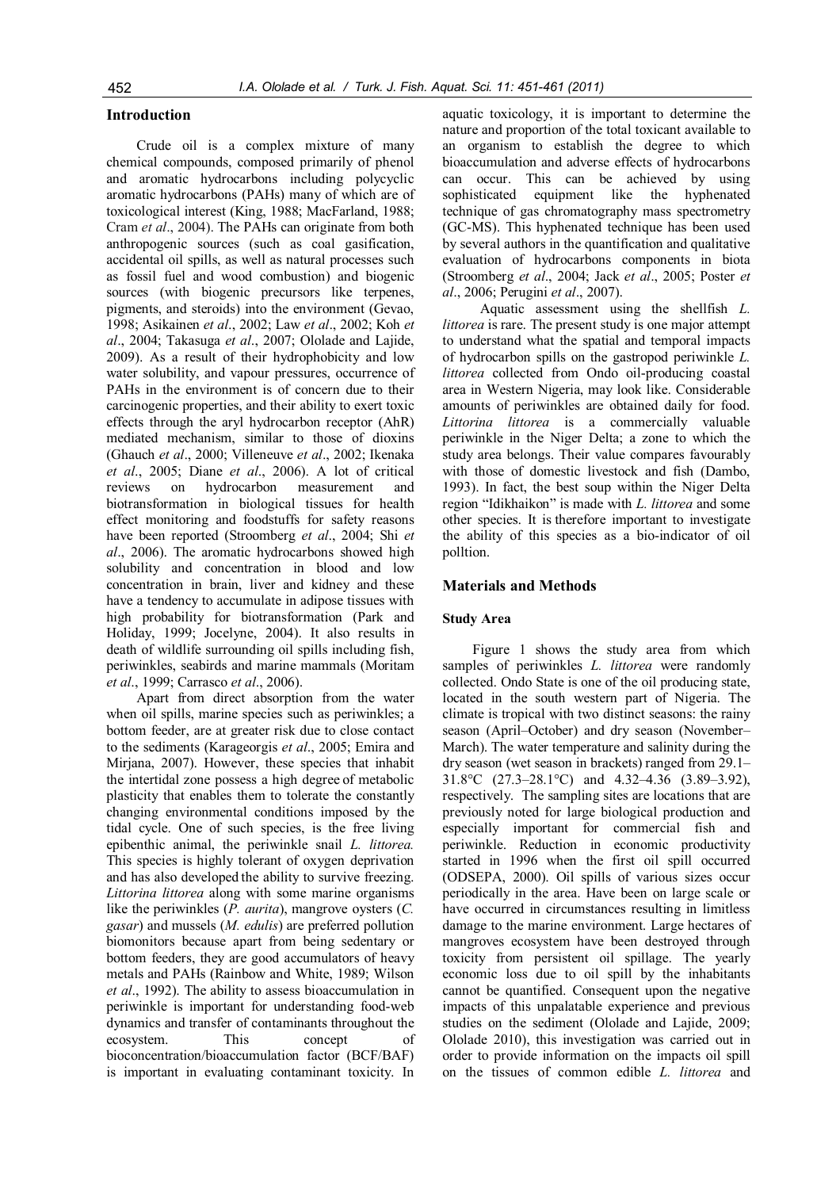## Introduction

Crude oil is a complex mixture of many chemical compounds, composed primarily of phenol and aromatic hydrocarbons including polycyclic aromatic hydrocarbons (PAHs) many of which are of toxicological interest (King, 1988; MacFarland, 1988; Cram *et al*., 2004). The PAHs can originate from both anthropogenic sources (such as coal gasification, accidental oil spills, as well as natural processes such as fossil fuel and wood combustion) and biogenic sources (with biogenic precursors like terpenes, pigments, and steroids) into the environment (Gevao, 1998; Asikainen *et al*., 2002; Law *et al*., 2002; Koh *et al*., 2004; Takasuga *et al*., 2007; Ololade and Lajide, 2009). As a result of their hydrophobicity and low water solubility, and vapour pressures, occurrence of PAHs in the environment is of concern due to their carcinogenic properties, and their ability to exert toxic effects through the aryl hydrocarbon receptor (AhR) mediated mechanism, similar to those of dioxins (Ghauch *et al*., 2000; Villeneuve *et al*., 2002; Ikenaka *et al*., 2005; Diane *et al*., 2006). A lot of critical reviews on hydrocarbon measurement and biotransformation in biological tissues for health effect monitoring and foodstuffs for safety reasons have been reported (Stroomberg *et al*., 2004; Shi *et al*., 2006). The aromatic hydrocarbons showed high solubility and concentration in blood and low concentration in brain, liver and kidney and these have a tendency to accumulate in adipose tissues with high probability for biotransformation (Park and Holiday, 1999; Jocelyne, 2004). It also results in death of wildlife surrounding oil spills including fish, periwinkles, seabirds and marine mammals (Moritam *et al*., 1999; Carrasco *et al*., 2006).

Apart from direct absorption from the water when oil spills, marine species such as periwinkles; a bottom feeder, are at greater risk due to close contact to the sediments (Karageorgis *et al*., 2005; Emira and Mirjana, 2007). However, these species that inhabit the intertidal zone possess a high degree of metabolic plasticity that enables them to tolerate the constantly changing environmental conditions imposed by the tidal cycle. One of such species, is the free living epibenthic animal, the periwinkle snail *L. littorea.* This species is highly tolerant of oxygen deprivation and has also developed the ability to survive freezing. *Littorina littorea* along with some marine organisms like the periwinkles (*P. aurita*), mangrove oysters (*C. gasar*) and mussels (*M. edulis*) are preferred pollution biomonitors because apart from being sedentary or bottom feeders, they are good accumulators of heavy metals and PAHs (Rainbow and White, 1989; Wilson *et al*., 1992). The ability to assess bioaccumulation in periwinkle is important for understanding food-web dynamics and transfer of contaminants throughout the ecosystem. This concept of bioconcentration/bioaccumulation factor (BCF/BAF) is important in evaluating contaminant toxicity. In aquatic toxicology, it is important to determine the nature and proportion of the total toxicant available to an organism to establish the degree to which bioaccumulation and adverse effects of hydrocarbons can occur. This can be achieved by using sophisticated equipment like the hyphenated technique of gas chromatography mass spectrometry (GC-MS). This hyphenated technique has been used by several authors in the quantification and qualitative evaluation of hydrocarbons components in biota (Stroomberg *et al*., 2004; Jack *et al*., 2005; Poster *et al*., 2006; Perugini *et al*., 2007).

Aquatic assessment using the shellfish *L. littorea* is rare. The present study is one major attempt to understand what the spatial and temporal impacts of hydrocarbon spills on the gastropod periwinkle *L. littorea* collected from Ondo oil-producing coastal area in Western Nigeria, may look like. Considerable amounts of periwinkles are obtained daily for food. *Littorina littorea* is a commercially valuable periwinkle in the Niger Delta; a zone to which the study area belongs. Their value compares favourably with those of domestic livestock and fish (Dambo, 1993). In fact, the best soup within the Niger Delta region "Idikhaikon" is made with *L. littorea* and some other species. It is therefore important to investigate the ability of this species as a bio-indicator of oil polltion.

## Materials and Methods

### Study Area

Figure 1 shows the study area from which samples of periwinkles *L. littorea* were randomly collected. Ondo State is one of the oil producing state, located in the south western part of Nigeria. The climate is tropical with two distinct seasons: the rainy season (April–October) and dry season (November–March). The water temperature and salinity during the dry season (wet season in brackets) ranged from 29.1–31.8°C (27.3–28.1°C) and 4.32–4.36 (3.89–3.92), respectively. The sampling sites are locations that are previously noted for large biological production and especially important for commercial fish and periwinkle. Reduction in economic productivity started in 1996 when the first oil spill occurred (ODSEPA, 2000). Oil spills of various sizes occur periodically in the area. Have been on large scale or have occurred in circumstances resulting in limitless damage to the marine environment. Large hectares of mangroves ecosystem have been destroyed through toxicity from persistent oil spillage. The yearly economic loss due to oil spill by the inhabitants cannot be quantified. Consequent upon the negative impacts of this unpalatable experience and previous studies on the sediment (Ololade and Lajide, 2009; Ololade 2010), this investigation was carried out in order to provide information on the impacts oil spill on the tissues of common edible *L. littorea* and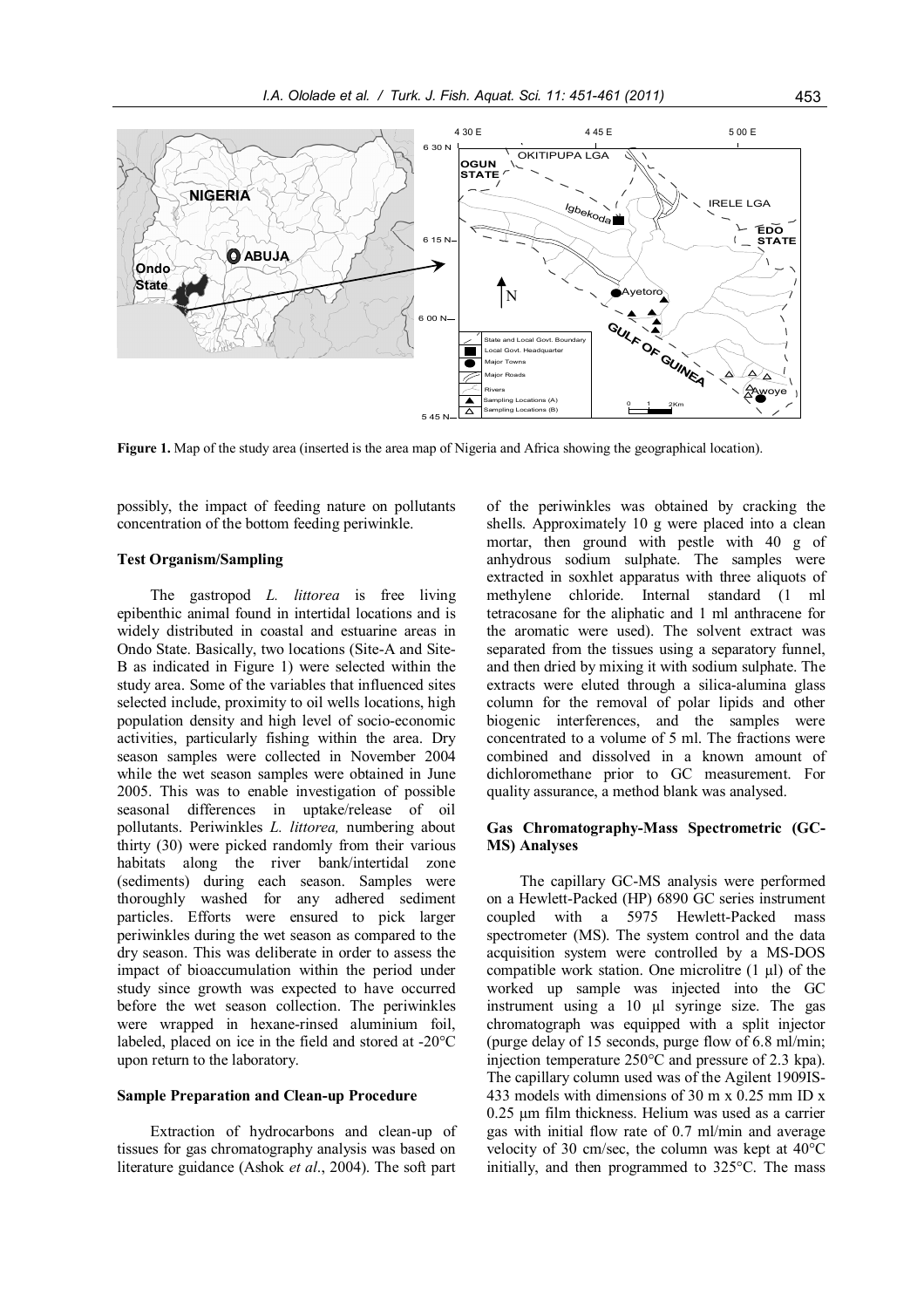**Figure 1.** Map of the study area (inserted is the area map of Nigeria and Africa showing the geographical location).

possibly, the impact of feeding nature on pollutants concentration of the bottom feeding periwinkle.

### Test Organism/Sampling

The gastropod *L. littorea* is free living epibenthic animal found in intertidal locations and is widely distributed in coastal and estuarine areas in Ondo State. Basically, two locations (Site-A and Site-B as indicated in Figure 1) were selected within the study area. Some of the variables that influenced sites selected include, proximity to oil wells locations, high population density and high level of socio-economic activities, particularly fishing within the area. Dry season samples were collected in November 2004 while the wet season samples were obtained in June 2005. This was to enable investigation of possible seasonal differences in uptake/release of oil pollutants. Periwinkles *L. littorea,* numbering about thirty (30) were picked randomly from their various habitats along the river bank/intertidal zone (sediments) during each season. Samples were thoroughly washed for any adhered sediment particles. Efforts were ensured to pick larger periwinkles during the wet season as compared to the dry season. This was deliberate in order to assess the impact of bioaccumulation within the period under study since growth was expected to have occurred before the wet season collection. The periwinkles were wrapped in hexane-rinsed aluminium foil, labeled, placed on ice in the field and stored at -20°C upon return to the laboratory.

### Sample Preparation and Clean-up Procedure

Extraction of hydrocarbons and clean-up of tissues for gas chromatography analysis was based on literature guidance (Ashok *et al*., 2004). The soft part of the periwinkles was obtained by cracking the shells. Approximately 10 g were placed into a clean mortar, then ground with pestle with 40 g of anhydrous sodium sulphate. The samples were extracted in soxhlet apparatus with three aliquots of methylene chloride. Internal standard (1 ml tetracosane for the aliphatic and 1 ml anthracene for the aromatic were used). The solvent extract was separated from the tissues using a separatory funnel, and then dried by mixing it with sodium sulphate. The extracts were eluted through a silica-alumina glass column for the removal of polar lipids and other biogenic interferences, and the samples were concentrated to a volume of 5 ml. The fractions were combined and dissolved in a known amount of dichloromethane prior to GC measurement. For quality assurance, a method blank was analysed.

### Gas Chromatography-Mass Spectrometric (GC-MS) Analyses

The capillary GC-MS analysis were performed on a Hewlett-Packed (HP) 6890 GC series instrument coupled with a 5975 Hewlett-Packed mass spectrometer (MS). The system control and the data acquisition system were controlled by a MS-DOS compatible work station. One microlitre (1 µl) of the worked up sample was injected into the GC instrument using a 10 µl syringe size. The gas chromatograph was equipped with a split injector (purge delay of 15 seconds, purge flow of 6.8 ml/min; injection temperature 250°C and pressure of 2.3 kpa). The capillary column used was of the Agilent 1909IS-433 models with dimensions of 30 m x 0.25 mm ID x 0.25 µm film thickness. Helium was used as a carrier gas with initial flow rate of 0.7 ml/min and average velocity of 30 cm/sec, the column was kept at 40°C initially, and then programmed to 325°C. The mass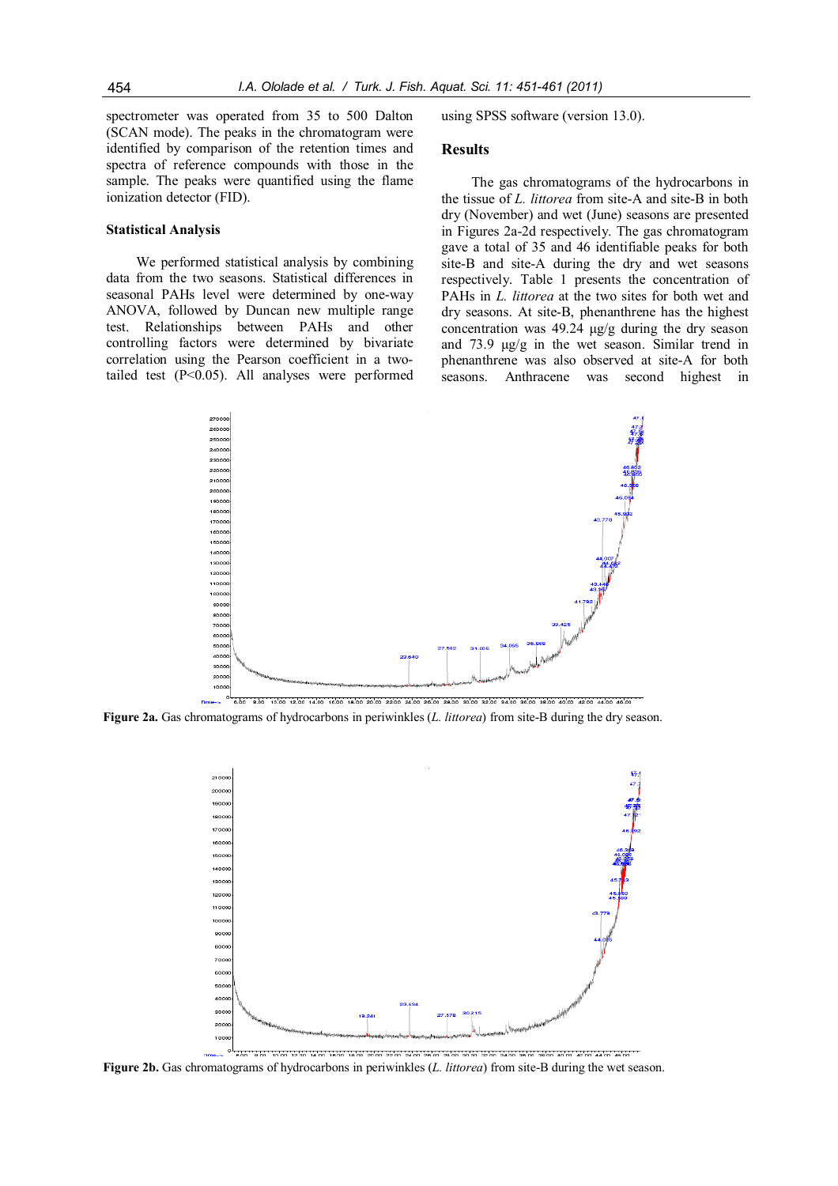spectrometer was operated from 35 to 500 Dalton (SCAN mode). The peaks in the chromatogram were identified by comparison of the retention times and spectra of reference compounds with those in the sample. The peaks were quantified using the flame ionization detector (FID).

### Statistical Analysis

We performed statistical analysis by combining data from the two seasons. Statistical differences in seasonal PAHs level were determined by one-way ANOVA, followed by Duncan new multiple range test. Relationships between PAHs and other controlling factors were determined by bivariate correlation using the Pearson coefficient in a two-tailed test ($P<0.05$). All analyses were performed using SPSS software (version 13.0).

## Results

The gas chromatograms of the hydrocarbons in the tissue of *L. littorea* from site-A and site-B in both dry (November) and wet (June) seasons are presented in Figures 2a-2d respectively. The gas chromatogram gave a total of 35 and 46 identifiable peaks for both site-B and site-A during the dry and wet seasons respectively. Table 1 presents the concentration of PAHs in *L. littorea* at the two sites for both wet and dry seasons. At site-B, phenanthrene has the highest concentration was 49.24 µg/g during the dry season and 73.9 µg/g in the wet season. Similar trend in phenanthrene was also observed at site-A for both seasons. Anthracene was second highest in

**Figure 2a.** Gas chromatograms of hydrocarbons in periwinkles (*L. littorea*) from site-B during the dry season.

**Figure 2b.** Gas chromatograms of hydrocarbons in periwinkles (*L. littorea*) from site-B during the wet season.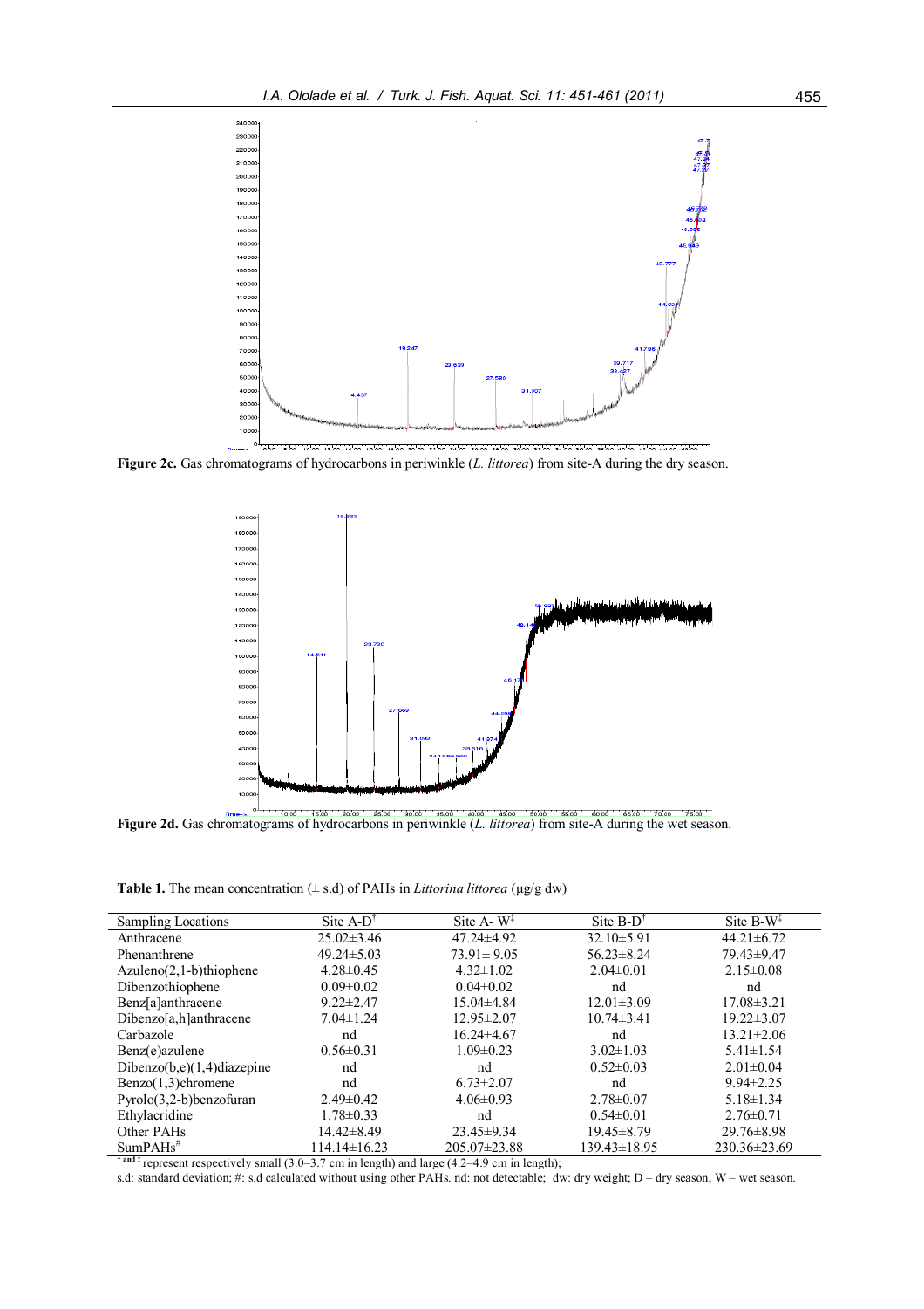**Figure 2c.** Gas chromatograms of hydrocarbons in periwinkle (*L. littorea*) from site-A during the dry season.

**Figure 2d.** Gas chromatograms of hydrocarbons in periwinkle (*L. littorea*) from site-A during the wet season.

**Table 1.** The mean concentration (± s.d) of PAHs in *Littorina littorea* (μg/g dw)

| Sampling Locations | Site A-D[†] | Site A- W[‡] | Site B-D[†] | Site B-W[‡] |
|---|---|---|---|---|
| Anthracene | 25.02±3.46 | 47.24±4.92 | 32.10±5.91 | 44.21±6.72 |
| Phenanthrene | 49.24±5.03 | 73.91± 9.05 | 56.23±8.24 | 79.43±9.47 |
| Azuleno(2,1-b)thiophene | 4.28±0.45 | 4.32±1.02 | 2.04±0.01 | 2.15±0.08 |
| Dibenzothiophene | 0.09±0.02 | 0.04±0.02 | nd | nd |
| Benz[a]anthracene | 9.22±2.47 | 15.04±4.84 | 12.01±3.09 | 17.08±3.21 |
| Dibenzo[a,h]anthracene | 7.04±1.24 | 12.95±2.07 | 10.74±3.41 | 19.22±3.07 |
| Carbazole | nd | 16.24±4.67 | nd | 13.21±2.06 |
| Benz(e)azulene | 0.56±0.31 | 1.09±0.23 | 3.02±1.03 | 5.41±1.54 |
| Dibenzo(b,e)(1,4)diazepine | nd | nd | 0.52±0.03 | 2.01±0.04 |
| Benzo(1,3)chromene | nd | 6.73±2.07 | nd | 9.94±2.25 |
| Pyrolo(3,2-b)benzofuran | 2.49±0.42 | 4.06±0.93 | 2.78±0.07 | 5.18±1.34 |
| Ethylacridine | 1.78±0.33 | nd | 0.54±0.01 | 2.76±0.71 |
| Other PAHs | 14.42±8.49 | 23.45±9.34 | 19.45±8.79 | 29.76±8.98 |
| SumPAHs[#] | 114.14±16.23 | 205.07±23.88 | 139.43±18.95 | 230.36±23.69 |

[† and ‡] represent respectively small (3.0–3.7 cm in length) and large (4.2–4.9 cm in length);

s.d: standard deviation; #: s.d calculated without using other PAHs. nd: not detectable; dw: dry weight; D – dry season, W – wet season.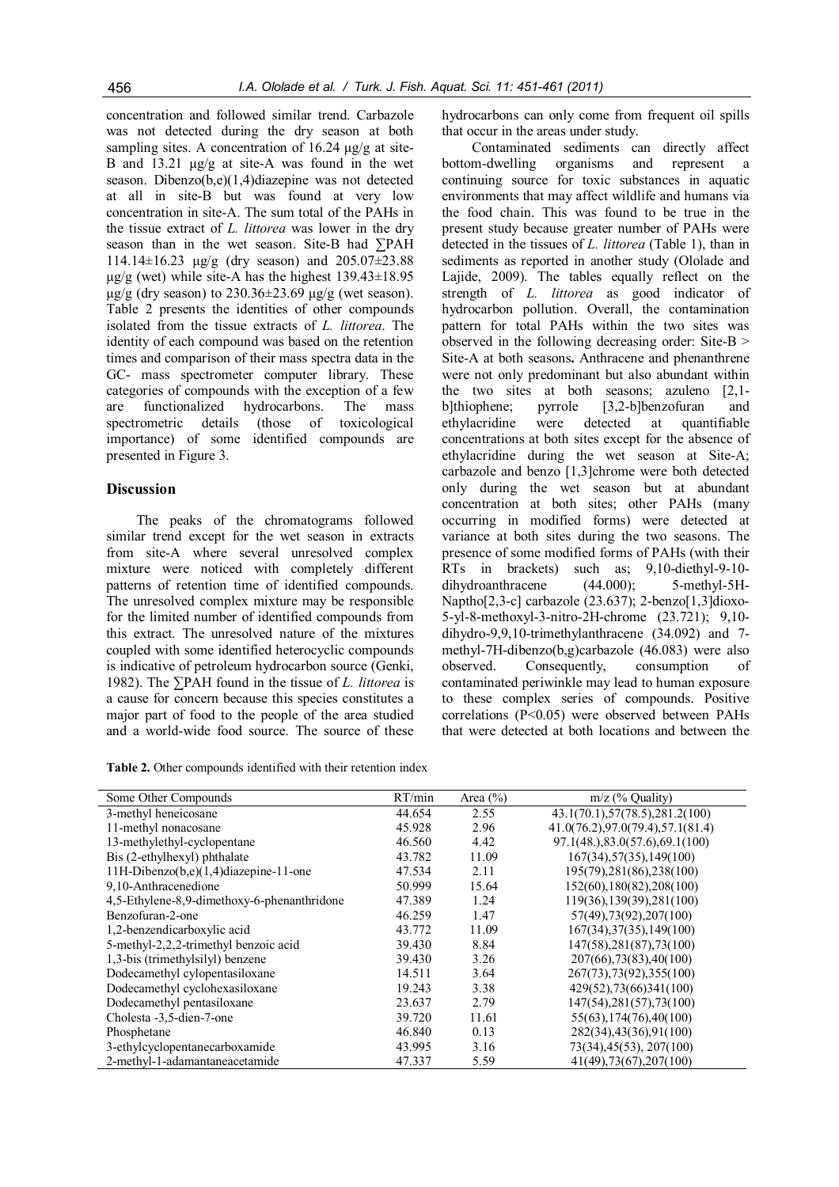concentration and followed similar trend. Carbazole was not detected during the dry season at both sampling sites. A concentration of 16.24 µg/g at site-B and 13.21 µg/g at site-A was found in the wet season. Dibenzo(b,e)(1,4)diazepine was not detected at all in site-B but was found at very low concentration in site-A. The sum total of the PAHs in the tissue extract of *L. littorea* was lower in the dry season than in the wet season. Site-B had ∑PAH 114.14±16.23 µg/g (dry season) and 205.07±23.88 µg/g (wet) while site-A has the highest 139.43±18.95 µg/g (dry season) to 230.36±23.69 µg/g (wet season). Table 2 presents the identities of other compounds isolated from the tissue extracts of *L. littorea*. The identity of each compound was based on the retention times and comparison of their mass spectra data in the GC- mass spectrometer computer library. These categories of compounds with the exception of a few are functionalized hydrocarbons. The mass spectrometric details (those of toxicological importance) of some identified compounds are presented in Figure 3.

## Discussion

The peaks of the chromatograms followed similar trend except for the wet season in extracts from site-A where several unresolved complex mixture were noticed with completely different patterns of retention time of identified compounds. The unresolved complex mixture may be responsible for the limited number of identified compounds from this extract. The unresolved nature of the mixtures coupled with some identified heterocyclic compounds is indicative of petroleum hydrocarbon source (Genki, 1982). The ∑PAH found in the tissue of *L. littorea* is a cause for concern because this species constitutes a major part of food to the people of the area studied and a world-wide food source. The source of these hydrocarbons can only come from frequent oil spills that occur in the areas under study.

Contaminated sediments can directly affect bottom-dwelling organisms and represent a continuing source for toxic substances in aquatic environments that may affect wildlife and humans via the food chain. This was found to be true in the present study because greater number of PAHs were detected in the tissues of *L. littorea* (Table 1), than in sediments as reported in another study (Ololade and Lajide, 2009). The tables equally reflect on the strength of *L. littorea* as good indicator of hydrocarbon pollution. Overall, the contamination pattern for total PAHs within the two sites was observed in the following decreasing order: Site-B > Site-A at both seasons**.** Anthracene and phenanthrene were not only predominant but also abundant within the two sites at both seasons; azuleno [2,1-b]thiophene; pyrrole [3,2-b]benzofuran and ethylacridine were detected at quantifiable concentrations at both sites except for the absence of ethylacridine during the wet season at Site-A; carbazole and benzo [1,3]chrome were both detected only during the wet season but at abundant concentration at both sites; other PAHs (many occurring in modified forms) were detected at variance at both sites during the two seasons. The presence of some modified forms of PAHs (with their RTs in brackets) such as; 9,10-diethyl-9-10-dihydroanthracene (44.000); 5-methyl-5H-Naptho[2,3-c] carbazole (23.637); 2-benzo[1,3]dioxo-5-yl-8-methoxyl-3-nitro-2H-chrome (23.721); 9,10-dihydro-9,9,10-trimethylanthracene (34.092) and 7-methyl-7H-dibenzo(b,g)carbazole (46.083) were also observed. Consequently, consumption of contaminated periwinkle may lead to human exposure to these complex series of compounds. Positive correlations ($P<0.05$) were observed between PAHs that were detected at both locations and between the

**Table 2.** Other compounds identified with their retention index

| Some Other Compounds | RT/min | Area (%) | m/z (% Quality) |
|---|---|---|---|
| 3-methyl heneicosane | 44.654 | 2.55 | 43.1(70.1),57(78.5),281.2(100) |
| 11-methyl nonacosane | 45.928 | 2.96 | 41.0(76.2),97.0(79.4),57.1(81.4) |
| 13-methylethyl-cyclopentane | 46.560 | 4.42 | 97.1(48.),83.0(57.6),69.1(100) |
| Bis (2-ethylhexyl) phthalate | 43.782 | 11.09 | 167(34),57(35),149(100) |
| 11H-Dibenzo(b,e)(1,4)diazepine-11-one | 47.534 | 2.11 | 195(79),281(86),238(100) |
| 9,10-Anthracenedione | 50.999 | 15.64 | 152(60),180(82),208(100) |
| 4,5-Ethylene-8,9-dimethoxy-6-phenanthridone | 47.389 | 1.24 | 119(36),139(39),281(100) |
| Benzofuran-2-one | 46.259 | 1.47 | 57(49),73(92),207(100) |
| 1,2-benzendicarboxylic acid | 43.772 | 11.09 | 167(34),37(35),149(100) |
| 5-methyl-2,2,2-trimethyl benzoic acid | 39.430 | 8.84 | 147(58),281(87),73(100) |
| 1,3-bis (trimethylsilyl) benzene | 39.430 | 3.26 | 207(66),73(83),40(100) |
| Dodecamethyl cylopentasiloxane | 14.511 | 3.64 | 267(73),73(92),355(100) |
| Dodecamethyl cyclohexasiloxane | 19.243 | 3.38 | 429(52),73(66)341(100) |
| Dodecamethyl pentasiloxane | 23.637 | 2.79 | 147(54),281(57),73(100) |
| Cholesta -3,5-dien-7-one | 39.720 | 11.61 | 55(63),174(76),40(100) |
| Phosphetane | 46.840 | 0.13 | 282(34),43(36),91(100) |
| 3-ethylcyclopentanecarboxamide | 43.995 | 3.16 | 73(34),45(53), 207(100) |
| 2-methyl-1-adamantaneacetamide | 47.337 | 5.59 | 41(49),73(67),207(100) |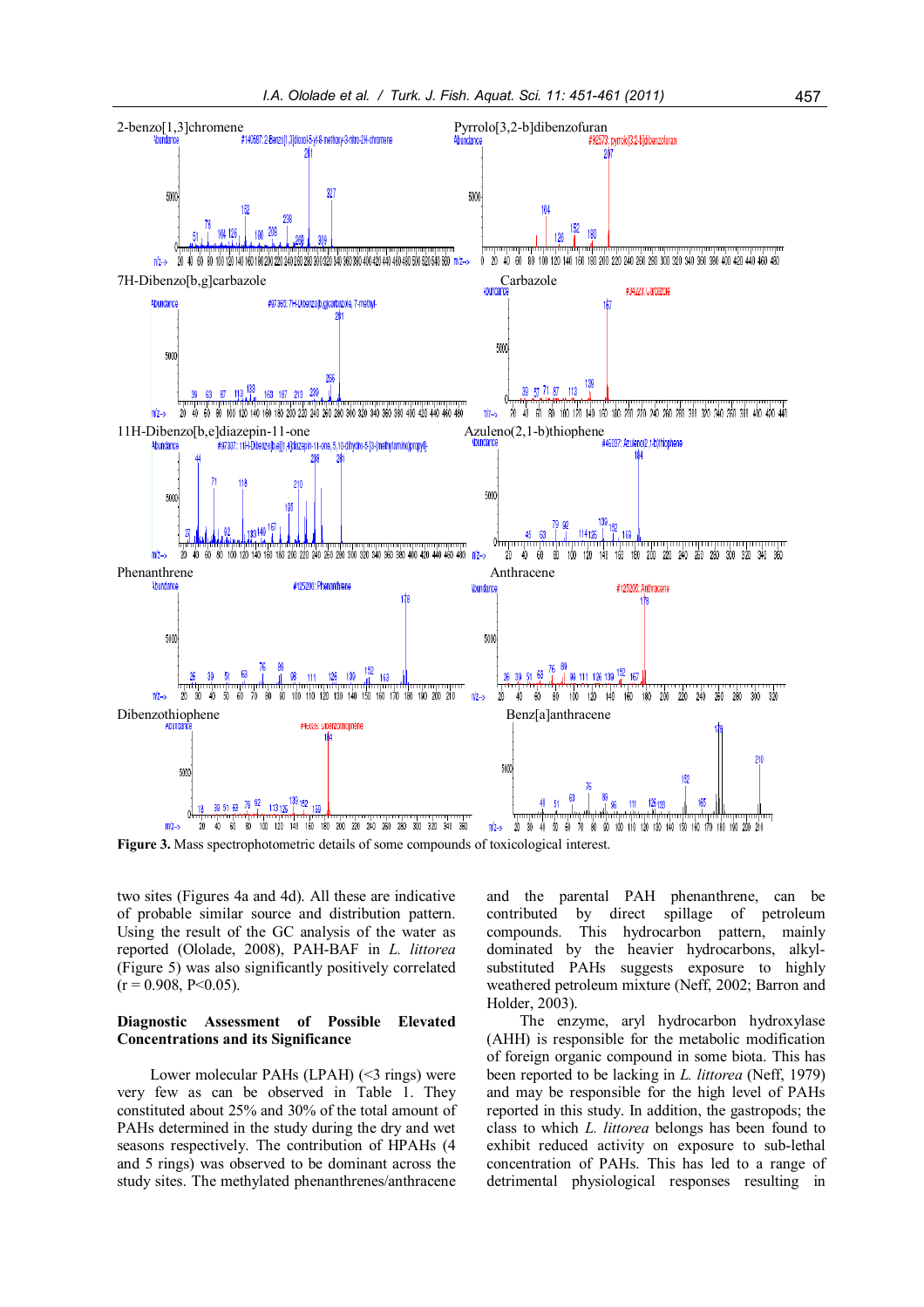**Figure 3.** Mass spectrophotometric details of some compounds of toxicological interest.

two sites (Figures 4a and 4d). All these are indicative of probable similar source and distribution pattern. Using the result of the GC analysis of the water as reported (Ololade, 2008), PAH-BAF in *L. littorea* (Figure 5) was also significantly positively correlated ($r = 0.908$, $P<0.05$).

### Diagnostic Assessment of Possible Elevated Concentrations and its Significance

Lower molecular PAHs (LPAH) (<3 rings) were very few as can be observed in Table 1. They constituted about 25% and 30% of the total amount of PAHs determined in the study during the dry and wet seasons respectively. The contribution of HPAHs (4 and 5 rings) was observed to be dominant across the study sites. The methylated phenanthrenes/anthracene and the parental PAH phenanthrene, can be contributed by direct spillage of petroleum compounds. This hydrocarbon pattern, mainly dominated by the heavier hydrocarbons, alkyl-substituted PAHs suggests exposure to highly weathered petroleum mixture (Neff, 2002; Barron and Holder, 2003).

The enzyme, aryl hydrocarbon hydroxylase (AHH) is responsible for the metabolic modification of foreign organic compound in some biota. This has been reported to be lacking in *L. littorea* (Neff, 1979) and may be responsible for the high level of PAHs reported in this study. In addition, the gastropods; the class to which *L. littorea* belongs has been found to exhibit reduced activity on exposure to sub-lethal concentration of PAHs. This has led to a range of detrimental physiological responses resulting in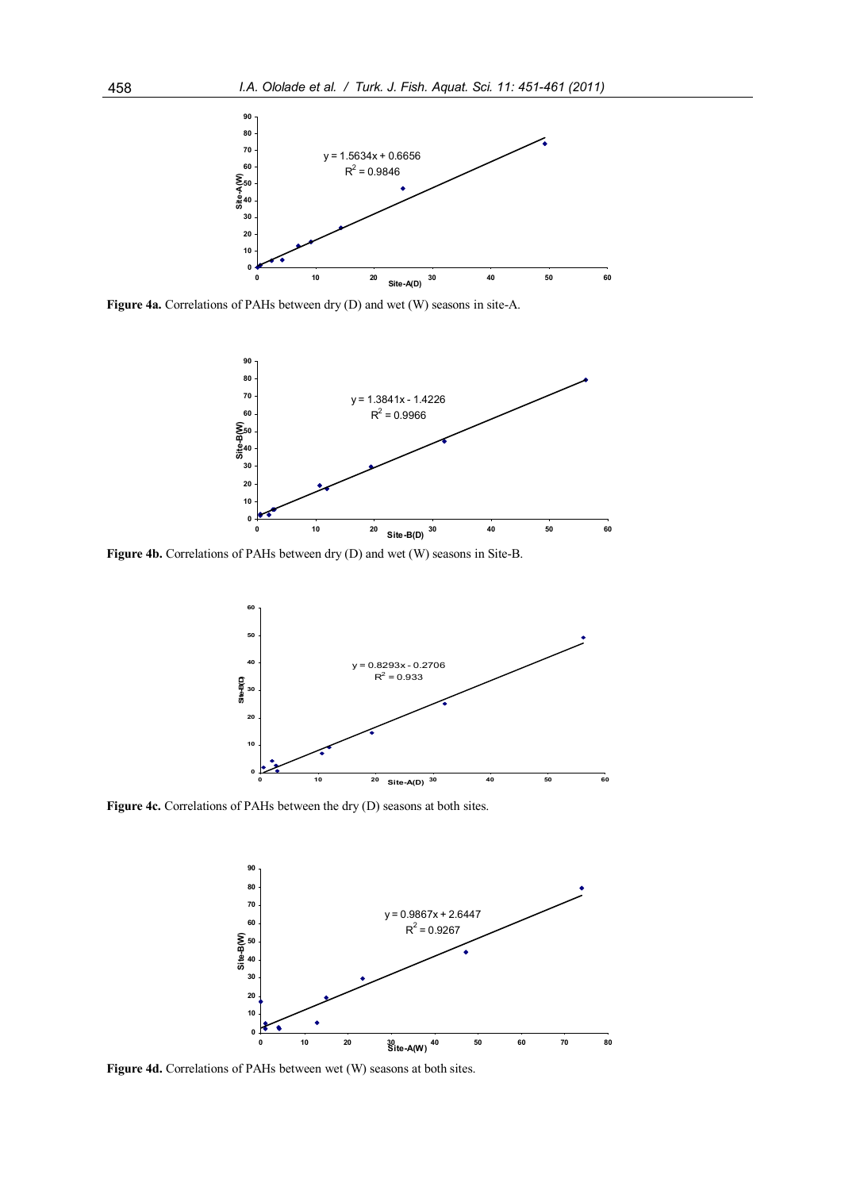Figure 4a. Correlations of PAHs between dry (D) and wet (W) seasons in site-A.

Figure 4b. Correlations of PAHs between dry (D) and wet (W) seasons in Site-B.

Figure 4c. Correlations of PAHs between the dry (D) seasons at both sites.

Figure 4d. Correlations of PAHs between wet (W) seasons at both sites.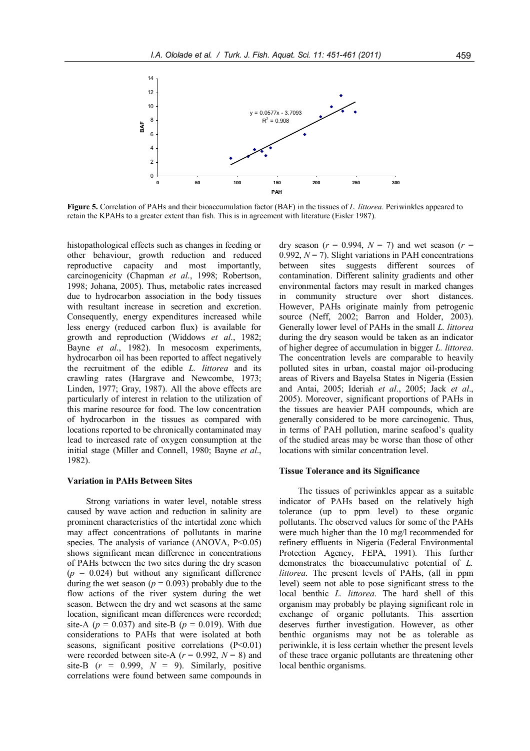**Figure 5.** Correlation of PAHs and their bioaccumulation factor (BAF) in the tissues of *L. littorea*. Periwinkles appeared to retain the KPAHs to a greater extent than fish. This is in agreement with literature (Eisler 1987).

histopathological effects such as changes in feeding or other behaviour, growth reduction and reduced reproductive capacity and most importantly, carcinogenicity (Chapman *et al*., 1998; Robertson, 1998; Johana, 2005). Thus, metabolic rates increased due to hydrocarbon association in the body tissues with resultant increase in secretion and excretion. Consequently, energy expenditures increased while less energy (reduced carbon flux) is available for growth and reproduction (Widdows *et al*., 1982; Bayne *et al*., 1982). In mesocosm experiments, hydrocarbon oil has been reported to affect negatively the recruitment of the edible *L. littorea* and its crawling rates (Hargrave and Newcombe, 1973; Linden, 1977; Gray, 1987). All the above effects are particularly of interest in relation to the utilization of this marine resource for food. The low concentration of hydrocarbon in the tissues as compared with locations reported to be chronically contaminated may lead to increased rate of oxygen consumption at the initial stage (Miller and Connell, 1980; Bayne *et al*., 1982).

### Variation in PAHs Between Sites

Strong variations in water level, notable stress caused by wave action and reduction in salinity are prominent characteristics of the intertidal zone which may affect concentrations of pollutants in marine species. The analysis of variance (ANOVA, $P<0.05$) shows significant mean difference in concentrations of PAHs between the two sites during the dry season ($p = 0.024$) but without any significant difference during the wet season ($p = 0.093$) probably due to the flow actions of the river system during the wet season. Between the dry and wet seasons at the same location, significant mean differences were recorded; site-A ($p = 0.037$) and site-B ($p = 0.019$). With due considerations to PAHs that were isolated at both seasons, significant positive correlations ($P<0.01$) were recorded between site-A ($r = 0.992$, $N = 8$) and site-B ($r = 0.999$, $N = 9$). Similarly, positive correlations were found between same compounds in dry season ($r = 0.994$, $N = 7$) and wet season ($r = 0.992$, $N = 7$). Slight variations in PAH concentrations between sites suggests different sources of contamination. Different salinity gradients and other environmental factors may result in marked changes in community structure over short distances. However, PAHs originate mainly from petrogenic source (Neff, 2002; Barron and Holder, 2003). Generally lower level of PAHs in the small *L. littorea* during the dry season would be taken as an indicator of higher degree of accumulation in bigger *L. littorea.* The concentration levels are comparable to heavily polluted sites in urban, coastal major oil-producing areas of Rivers and Bayelsa States in Nigeria (Essien and Antai, 2005; Ideriah *et al*., 2005; Jack *et al*., 2005). Moreover, significant proportions of PAHs in the tissues are heavier PAH compounds, which are generally considered to be more carcinogenic. Thus, in terms of PAH pollution, marine seafood's quality of the studied areas may be worse than those of other locations with similar concentration level.

### Tissue Tolerance and its Significance

The tissues of periwinkles appear as a suitable indicator of PAHs based on the relatively high tolerance (up to ppm level) to these organic pollutants. The observed values for some of the PAHs were much higher than the 10 mg/l recommended for refinery effluents in Nigeria (Federal Environmental Protection Agency, FEPA, 1991). This further demonstrates the bioaccumulative potential of *L. littorea*. The present levels of PAHs, (all in ppm level) seem not able to pose significant stress to the local benthic *L. littorea*. The hard shell of this organism may probably be playing significant role in exchange of organic pollutants. This assertion deserves further investigation. However, as other benthic organisms may not be as tolerable as periwinkle, it is less certain whether the present levels of these trace organic pollutants are threatening other local benthic organisms.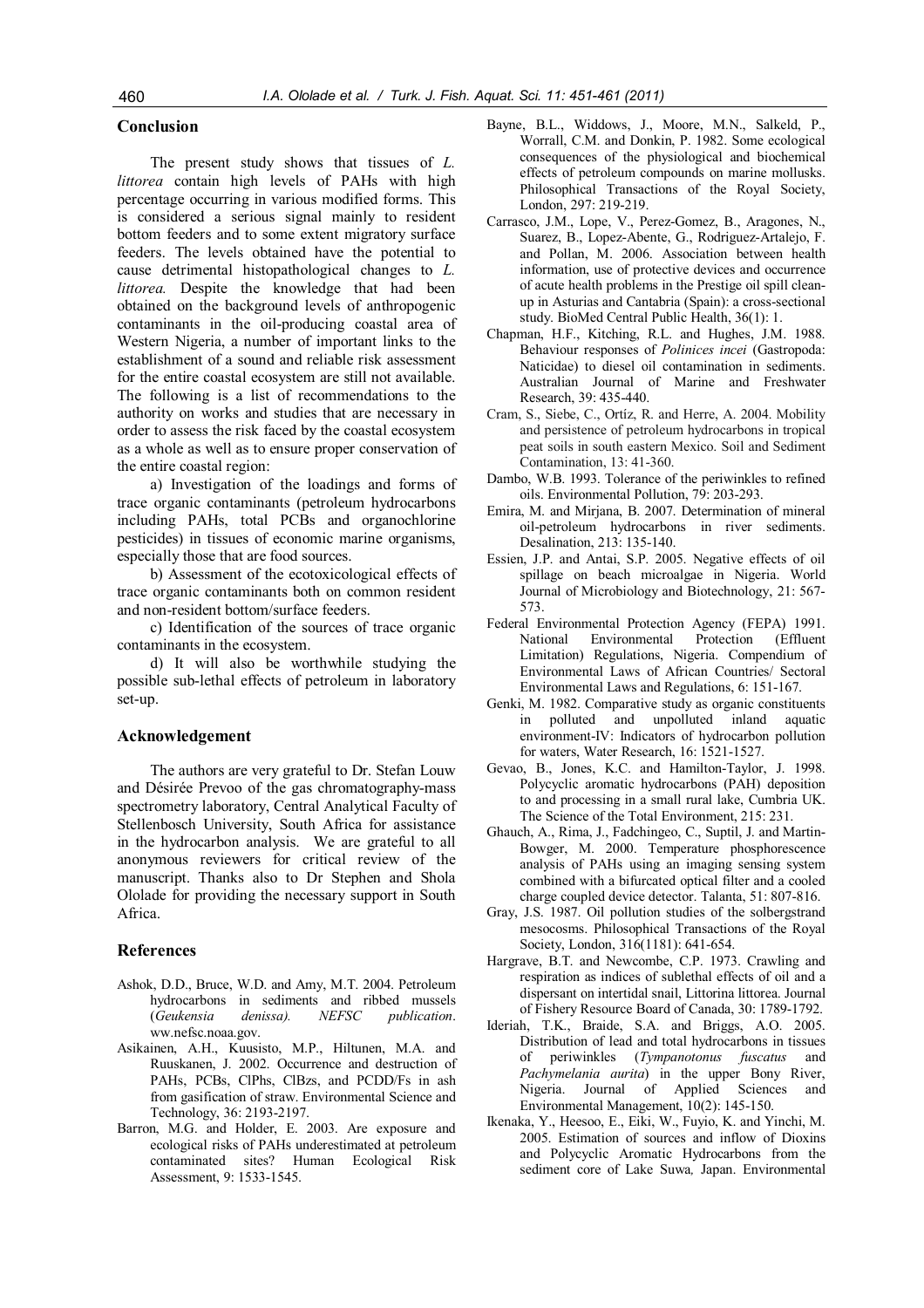## Conclusion

The present study shows that tissues of *L. littorea* contain high levels of PAHs with high percentage occurring in various modified forms. This is considered a serious signal mainly to resident bottom feeders and to some extent migratory surface feeders. The levels obtained have the potential to cause detrimental histopathological changes to *L. littorea.* Despite the knowledge that had been obtained on the background levels of anthropogenic contaminants in the oil-producing coastal area of Western Nigeria, a number of important links to the establishment of a sound and reliable risk assessment for the entire coastal ecosystem are still not available. The following is a list of recommendations to the authority on works and studies that are necessary in order to assess the risk faced by the coastal ecosystem as a whole as well as to ensure proper conservation of the entire coastal region:

a) Investigation of the loadings and forms of trace organic contaminants (petroleum hydrocarbons including PAHs, total PCBs and organochlorine pesticides) in tissues of economic marine organisms, especially those that are food sources.

b) Assessment of the ecotoxicological effects of trace organic contaminants both on common resident and non-resident bottom/surface feeders.

c) Identification of the sources of trace organic contaminants in the ecosystem.

d) It will also be worthwhile studying the possible sub-lethal effects of petroleum in laboratory set-up.

## Acknowledgement

The authors are very grateful to Dr. Stefan Louw and Désirée Prevoo of the gas chromatography-mass spectrometry laboratory, Central Analytical Faculty of Stellenbosch University, South Africa for assistance in the hydrocarbon analysis. We are grateful to all anonymous reviewers for critical review of the manuscript. Thanks also to Dr Stephen and Shola Ololade for providing the necessary support in South Africa.

## References

Ashok, D.D., Bruce, W.D. and Amy, M.T. 2004. Petroleum hydrocarbons in sediments and ribbed mussels (*Geukensia denissa). NEFSC publication*. ww.nefsc.noaa.gov.

Asikainen, A.H., Kuusisto, M.P., Hiltunen, M.A. and Ruuskanen, J. 2002. Occurrence and destruction of PAHs, PCBs, ClPhs, ClBzs, and PCDD/Fs in ash from gasification of straw. Environmental Science and Technology, 36: 2193-2197.

Barron, M.G. and Holder, E. 2003. Are exposure and ecological risks of PAHs underestimated at petroleum contaminated sites? Human Ecological Risk Assessment, 9: 1533-1545.

Bayne, B.L., Widdows, J., Moore, M.N., Salkeld, P., Worrall, C.M. and Donkin, P. 1982. Some ecological consequences of the physiological and biochemical effects of petroleum compounds on marine mollusks. Philosophical Transactions of the Royal Society, London, 297: 219-219.

Carrasco, J.M., Lope, V., Perez-Gomez, B., Aragones, N., Suarez, B., Lopez-Abente, G., Rodriguez-Artalejo, F. and Pollan, M. 2006. Association between health information, use of protective devices and occurrence of acute health problems in the Prestige oil spill clean-up in Asturias and Cantabria (Spain): a cross-sectional study. BioMed Central Public Health, 36(1): 1.

Chapman, H.F., Kitching, R.L. and Hughes, J.M. 1988. Behaviour responses of *Polinices incei* (Gastropoda: Naticidae) to diesel oil contamination in sediments. Australian Journal of Marine and Freshwater Research, 39: 435-440.

Cram, S., Siebe, C., Ortíz, R. and Herre, A. 2004. Mobility and persistence of petroleum hydrocarbons in tropical peat soils in south eastern Mexico. Soil and Sediment Contamination, 13: 41-360.

Dambo, W.B. 1993. Tolerance of the periwinkles to refined oils. Environmental Pollution, 79: 203-293.

Emira, M. and Mirjana, B. 2007. Determination of mineral oil-petroleum hydrocarbons in river sediments. Desalination, 213: 135-140.

Essien, J.P. and Antai, S.P. 2005. Negative effects of oil spillage on beach microalgae in Nigeria. World Journal of Microbiology and Biotechnology, 21: 567-573.

Federal Environmental Protection Agency (FEPA) 1991. National Environmental Protection (Effluent Limitation) Regulations, Nigeria. Compendium of Environmental Laws of African Countries/ Sectoral Environmental Laws and Regulations, 6: 151-167.

Genki, M. 1982. Comparative study as organic constituents in polluted and unpolluted inland aquatic environment-IV: Indicators of hydrocarbon pollution for waters, Water Research, 16: 1521-1527.

Gevao, B., Jones, K.C. and Hamilton-Taylor, J. 1998. Polycyclic aromatic hydrocarbons (PAH) deposition to and processing in a small rural lake, Cumbria UK. The Science of the Total Environment, 215: 231.

Ghauch, A., Rima, J., Fadchingeo, C., Suptil, J. and Martin-Bowger, M. 2000. Temperature phosphorescence analysis of PAHs using an imaging sensing system combined with a bifurcated optical filter and a cooled charge coupled device detector. Talanta, 51: 807-816.

Gray, J.S. 1987. Oil pollution studies of the solbergstrand mesocosms. Philosophical Transactions of the Royal Society, London, 316(1181): 641-654.

Hargrave, B.T. and Newcombe, C.P. 1973. Crawling and respiration as indices of sublethal effects of oil and a dispersant on intertidal snail, Littorina littorea. Journal of Fishery Resource Board of Canada, 30: 1789-1792.

Ideriah, T.K., Braide, S.A. and Briggs, A.O. 2005. Distribution of lead and total hydrocarbons in tissues of periwinkles (*Tympanotonus fuscatus* and *Pachymelania aurita*) in the upper Bony River, Nigeria. Journal of Applied Sciences and Environmental Management, 10(2): 145-150.

Ikenaka, Y., Heesoo, E., Eiki, W., Fuyio, K. and Yinchi, M. 2005. Estimation of sources and inflow of Dioxins and Polycyclic Aromatic Hydrocarbons from the sediment core of Lake Suwa*,* Japan. Environmental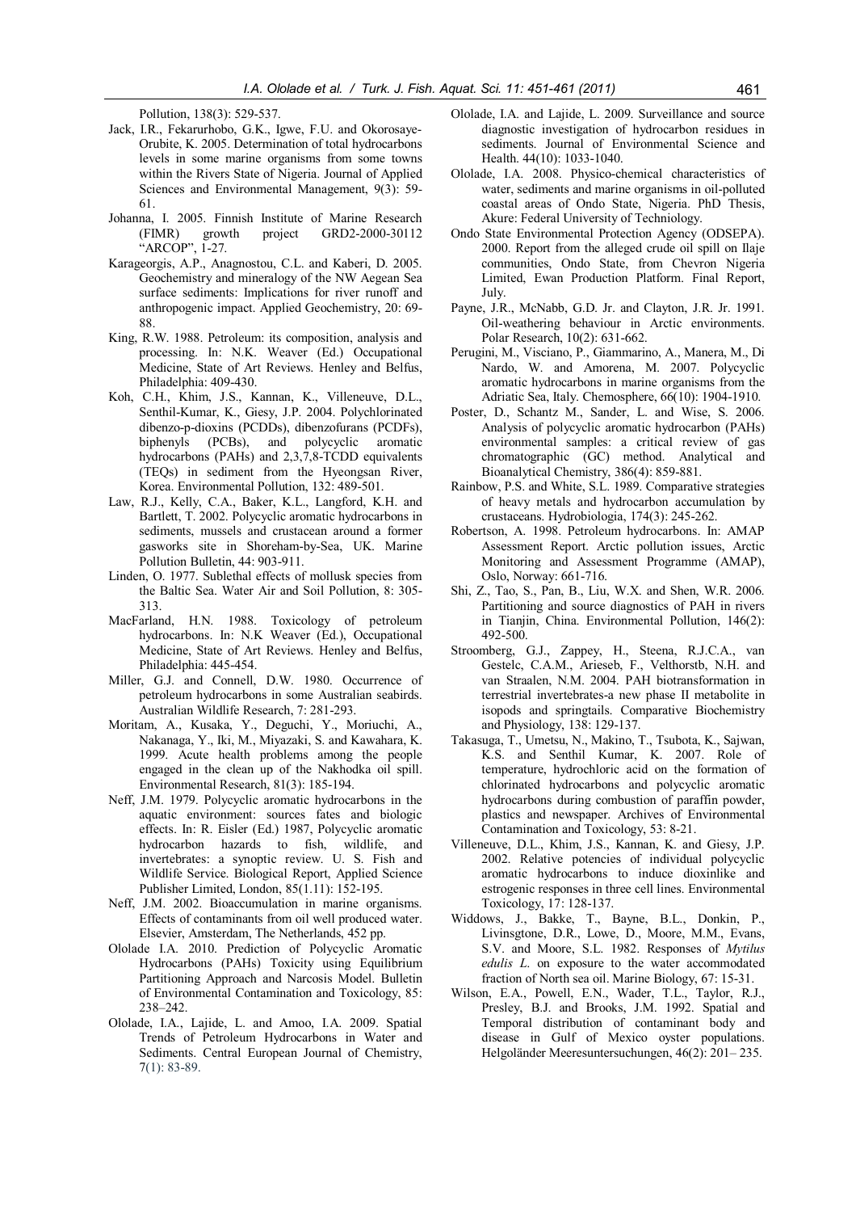Pollution, 138(3): 529-537.

Jack, I.R., Fekarurhobo, G.K., Igwe, F.U. and Okorosaye-Orubite, K. 2005. Determination of total hydrocarbons levels in some marine organisms from some towns within the Rivers State of Nigeria. Journal of Applied Sciences and Environmental Management, 9(3): 59-61.

Johanna, I. 2005. Finnish Institute of Marine Research (FIMR) growth project GRD2-2000-30112 "ARCOP", 1-27.

Karageorgis, A.P., Anagnostou, C.L. and Kaberi, D. 2005. Geochemistry and mineralogy of the NW Aegean Sea surface sediments: Implications for river runoff and anthropogenic impact. Applied Geochemistry, 20: 69-88.

King, R.W. 1988. Petroleum: its composition, analysis and processing. In: N.K. Weaver (Ed.) Occupational Medicine, State of Art Reviews. Henley and Belfus, Philadelphia: 409-430.

Koh, C.H., Khim, J.S., Kannan, K., Villeneuve, D.L., Senthil-Kumar, K., Giesy, J.P. 2004. Polychlorinated dibenzo-p-dioxins (PCDDs), dibenzofurans (PCDFs), biphenyls (PCBs), and polycyclic aromatic hydrocarbons (PAHs) and 2,3,7,8-TCDD equivalents (TEQs) in sediment from the Hyeongsan River, Korea. Environmental Pollution, 132: 489-501.

Law, R.J., Kelly, C.A., Baker, K.L., Langford, K.H. and Bartlett, T. 2002. Polycyclic aromatic hydrocarbons in sediments, mussels and crustacean around a former gasworks site in Shoreham-by-Sea, UK. Marine Pollution Bulletin, 44: 903-911.

Linden, O. 1977. Sublethal effects of mollusk species from the Baltic Sea. Water Air and Soil Pollution, 8: 305-313.

MacFarland, H.N. 1988. Toxicology of petroleum hydrocarbons. In: N.K Weaver (Ed.), Occupational Medicine, State of Art Reviews. Henley and Belfus, Philadelphia: 445-454.

Miller, G.J. and Connell, D.W. 1980. Occurrence of petroleum hydrocarbons in some Australian seabirds. Australian Wildlife Research, 7: 281-293.

Moritam, A., Kusaka, Y., Deguchi, Y., Moriuchi, A., Nakanaga, Y., Iki, M., Miyazaki, S. and Kawahara, K. 1999. Acute health problems among the people engaged in the clean up of the Nakhodka oil spill. Environmental Research, 81(3): 185-194.

Neff, J.M. 1979. Polycyclic aromatic hydrocarbons in the aquatic environment: sources fates and biologic effects. In: R. Eisler (Ed.) 1987, Polycyclic aromatic hydrocarbon hazards to fish, wildlife, and invertebrates: a synoptic review. U. S. Fish and Wildlife Service. Biological Report, Applied Science Publisher Limited, London, 85(1.11): 152-195.

Neff, J.M. 2002. Bioaccumulation in marine organisms. Effects of contaminants from oil well produced water. Elsevier, Amsterdam, The Netherlands, 452 pp.

Ololade I.A. 2010. Prediction of Polycyclic Aromatic Hydrocarbons (PAHs) Toxicity using Equilibrium Partitioning Approach and Narcosis Model. Bulletin of Environmental Contamination and Toxicology, 85: 238–242.

Ololade, I.A., Lajide, L. and Amoo, I.A. 2009. Spatial Trends of Petroleum Hydrocarbons in Water and Sediments. Central European Journal of Chemistry, 7(1): 83-89.

Ololade, I.A. and Lajide, L. 2009. Surveillance and source diagnostic investigation of hydrocarbon residues in sediments. Journal of Environmental Science and Health. 44(10): 1033-1040.

Ololade, I.A. 2008. Physico-chemical characteristics of water, sediments and marine organisms in oil-polluted coastal areas of Ondo State, Nigeria. PhD Thesis, Akure: Federal University of Techniology.

Ondo State Environmental Protection Agency (ODSEPA). 2000. Report from the alleged crude oil spill on Ilaje communities, Ondo State, from Chevron Nigeria Limited, Ewan Production Platform. Final Report, July.

Payne, J.R., McNabb, G.D. Jr. and Clayton, J.R. Jr. 1991. Oil-weathering behaviour in Arctic environments. Polar Research, 10(2): 631-662.

Perugini, M., Visciano, P., Giammarino, A., Manera, M., Di Nardo, W. and Amorena, M. 2007. Polycyclic aromatic hydrocarbons in marine organisms from the Adriatic Sea, Italy. Chemosphere, 66(10): 1904-1910.

Poster, D., Schantz M., Sander, L. and Wise, S. 2006. Analysis of polycyclic aromatic hydrocarbon (PAHs) environmental samples: a critical review of gas chromatographic (GC) method. Analytical and Bioanalytical Chemistry, 386(4): 859-881.

Rainbow, P.S. and White, S.L. 1989. Comparative strategies of heavy metals and hydrocarbon accumulation by crustaceans. Hydrobiologia, 174(3): 245-262.

Robertson, A. 1998. Petroleum hydrocarbons. In: AMAP Assessment Report. Arctic pollution issues, Arctic Monitoring and Assessment Programme (AMAP), Oslo, Norway: 661-716.

Shi, Z., Tao, S., Pan, B., Liu, W.X. and Shen, W.R. 2006. Partitioning and source diagnostics of PAH in rivers in Tianjin, China. Environmental Pollution, 146(2): 492-500.

Stroomberg, G.J., Zappey, H., Steena, R.J.C.A., van Gestelc, C.A.M., Arieseb, F., Velthorstb, N.H. and van Straalen, N.M. 2004. PAH biotransformation in terrestrial invertebrates-a new phase II metabolite in isopods and springtails. Comparative Biochemistry and Physiology, 138: 129-137.

Takasuga, T., Umetsu, N., Makino, T., Tsubota, K., Sajwan, K.S. and Senthil Kumar, K. 2007. Role of temperature, hydrochloric acid on the formation of chlorinated hydrocarbons and polycyclic aromatic hydrocarbons during combustion of paraffin powder, plastics and newspaper. Archives of Environmental Contamination and Toxicology, 53: 8-21.

Villeneuve, D.L., Khim, J.S., Kannan, K. and Giesy, J.P. 2002. Relative potencies of individual polycyclic aromatic hydrocarbons to induce dioxinlike and estrogenic responses in three cell lines. Environmental Toxicology, 17: 128-137.

Widdows, J., Bakke, T., Bayne, B.L., Donkin, P., Livingstone, D.R., Lowe, D., Moore, M.M., Evans, S.V. and Moore, S.L. 1982. Responses of *Mytilus edulis L.* on exposure to the water accommodated fraction of North sea oil. Marine Biology, 67: 15-31.

Wilson, E.A., Powell, E.N., Wader, T.L., Taylor, R.J., Presley, B.J. and Brooks, J.M. 1992. Spatial and Temporal distribution of contaminant body and disease in Gulf of Mexico oyster populations. Helgoländer Meeresuntersuchungen, 46(2): 201– 235.